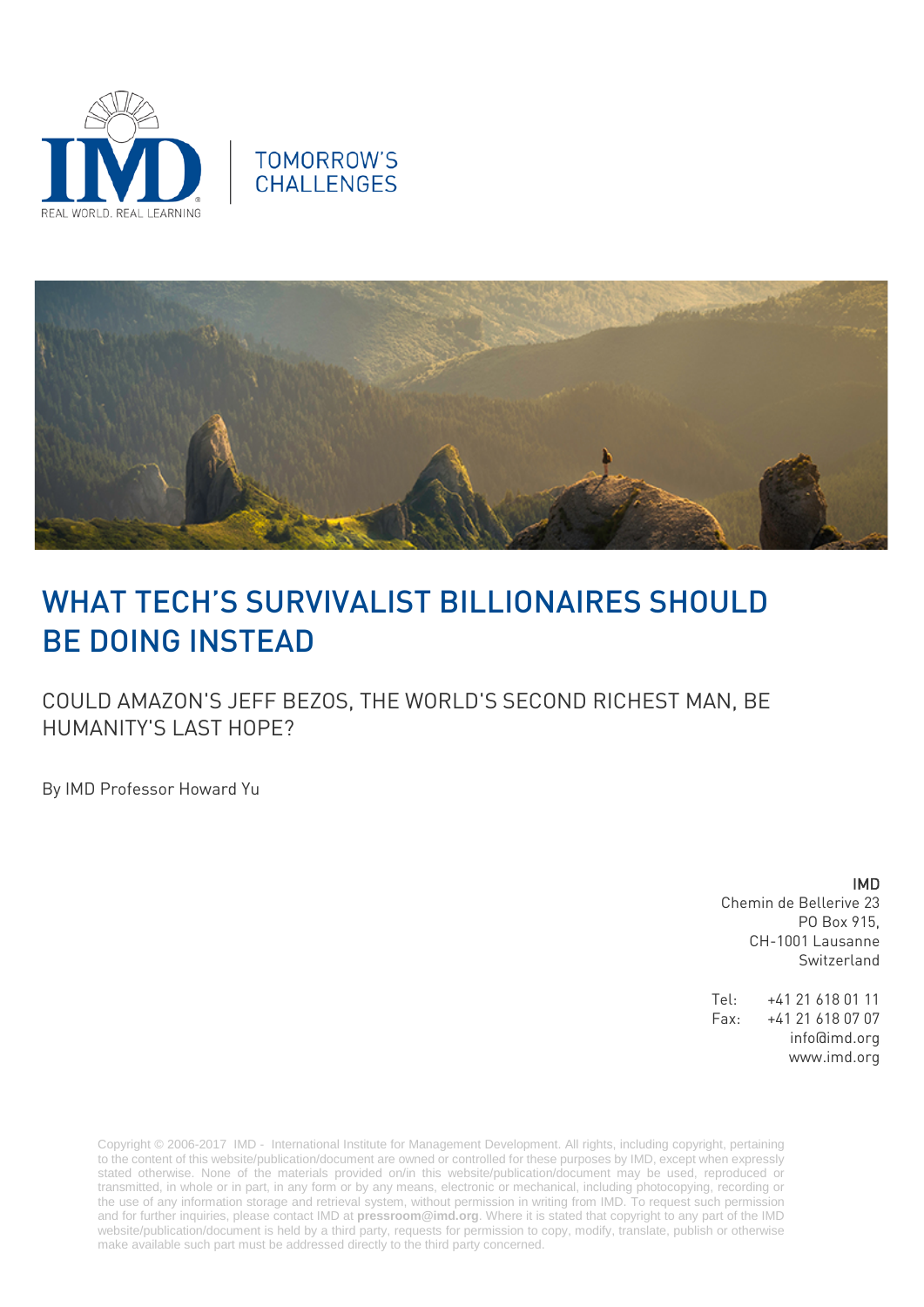IMD

REAL WORLD. REAL LEARNING

TOMORROW'S CHALLENGES

# WHAT TECH'S SURVIVALIST BILLIONAIRES SHOULD BE DOING INSTEAD

## COULD AMAZON'S JEFF BEZOS, THE WORLD'S SECOND RICHEST MAN, BE HUMANITY'S LAST HOPE?

By IMD Professor Howard Yu

**IMD**
Chemin de Bellerive 23
PO Box 915,
CH-1001 Lausanne
Switzerland

Tel: +41 21 618 01 11
Fax: +41 21 618 07 07
info@imd.org
www.imd.org

Copyright © 2006-2017 IMD - International Institute for Management Development. All rights, including copyright, pertaining to the content of this website/publication/document are owned or controlled for these purposes by IMD, except when expressly stated otherwise. None of the materials provided on/in this website/publication/document may be used, reproduced or transmitted, in whole or in part, in any form or by any means, electronic or mechanical, including photocopying, recording or the use of any information storage and retrieval system, without permission in writing from IMD. To request such permission and for further inquiries, please contact IMD at **pressroom@imd.org**. Where it is stated that copyright to any part of the IMD website/publication/document is held by a third party, requests for permission to copy, modify, translate, publish or otherwise make available such part must be addressed directly to the third party concerned.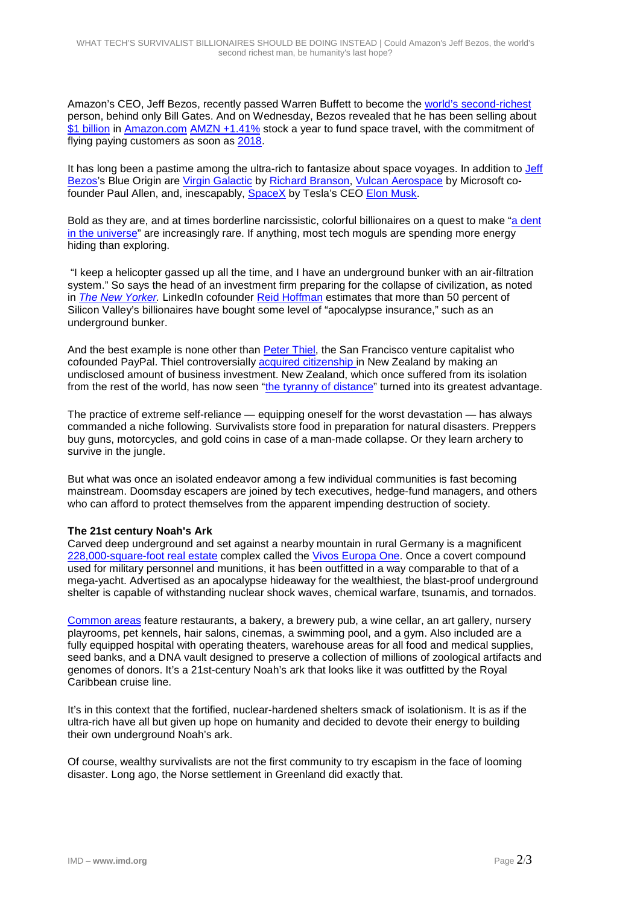Amazon's CEO, Jeff Bezos, recently passed Warren Buffett to become the world's second-richest person, behind only Bill Gates. And on Wednesday, Bezos revealed that he has been selling about $1 billion in Amazon.com AMZN +1.41% stock a year to fund space travel, with the commitment of flying paying customers as soon as 2018.

It has long been a pastime among the ultra-rich to fantasize about space voyages. In addition to Jeff Bezos's Blue Origin are Virgin Galactic by Richard Branson, Vulcan Aerospace by Microsoft co-founder Paul Allen, and, inescapably, SpaceX by Tesla's CEO Elon Musk.

Bold as they are, and at times borderline narcissistic, colorful billionaires on a quest to make "a dent in the universe" are increasingly rare. If anything, most tech moguls are spending more energy hiding than exploring.

"I keep a helicopter gassed up all the time, and I have an underground bunker with an air-filtration system." So says the head of an investment firm preparing for the collapse of civilization, as noted in *The New Yorker.* LinkedIn cofounder Reid Hoffman estimates that more than 50 percent of Silicon Valley's billionaires have bought some level of "apocalypse insurance," such as an underground bunker.

And the best example is none other than Peter Thiel, the San Francisco venture capitalist who cofounded PayPal. Thiel controversially acquired citizenship in New Zealand by making an undisclosed amount of business investment. New Zealand, which once suffered from its isolation from the rest of the world, has now seen "the tyranny of distance" turned into its greatest advantage.

The practice of extreme self-reliance — equipping oneself for the worst devastation — has always commanded a niche following. Survivalists store food in preparation for natural disasters. Preppers buy guns, motorcycles, and gold coins in case of a man-made collapse. Or they learn archery to survive in the jungle.

But what was once an isolated endeavor among a few individual communities is fast becoming mainstream. Doomsday escapers are joined by tech executives, hedge-fund managers, and others who can afford to protect themselves from the apparent impending destruction of society.

**The 21st century Noah's Ark**

Carved deep underground and set against a nearby mountain in rural Germany is a magnificent 228,000-square-foot real estate complex called the Vivos Europa One. Once a covert compound used for military personnel and munitions, it has been outfitted in a way comparable to that of a mega-yacht. Advertised as an apocalypse hideaway for the wealthiest, the blast-proof underground shelter is capable of withstanding nuclear shock waves, chemical warfare, tsunamis, and tornados.

Common areas feature restaurants, a bakery, a brewery pub, a wine cellar, an art gallery, nursery playrooms, pet kennels, hair salons, cinemas, a swimming pool, and a gym. Also included are a fully equipped hospital with operating theaters, warehouse areas for all food and medical supplies, seed banks, and a DNA vault designed to preserve a collection of millions of zoological artifacts and genomes of donors. It's a 21st-century Noah's ark that looks like it was outfitted by the Royal Caribbean cruise line.

It's in this context that the fortified, nuclear-hardened shelters smack of isolationism. It is as if the ultra-rich have all but given up hope on humanity and decided to devote their energy to building their own underground Noah's ark.

Of course, wealthy survivalists are not the first community to try escapism in the face of looming disaster. Long ago, the Norse settlement in Greenland did exactly that.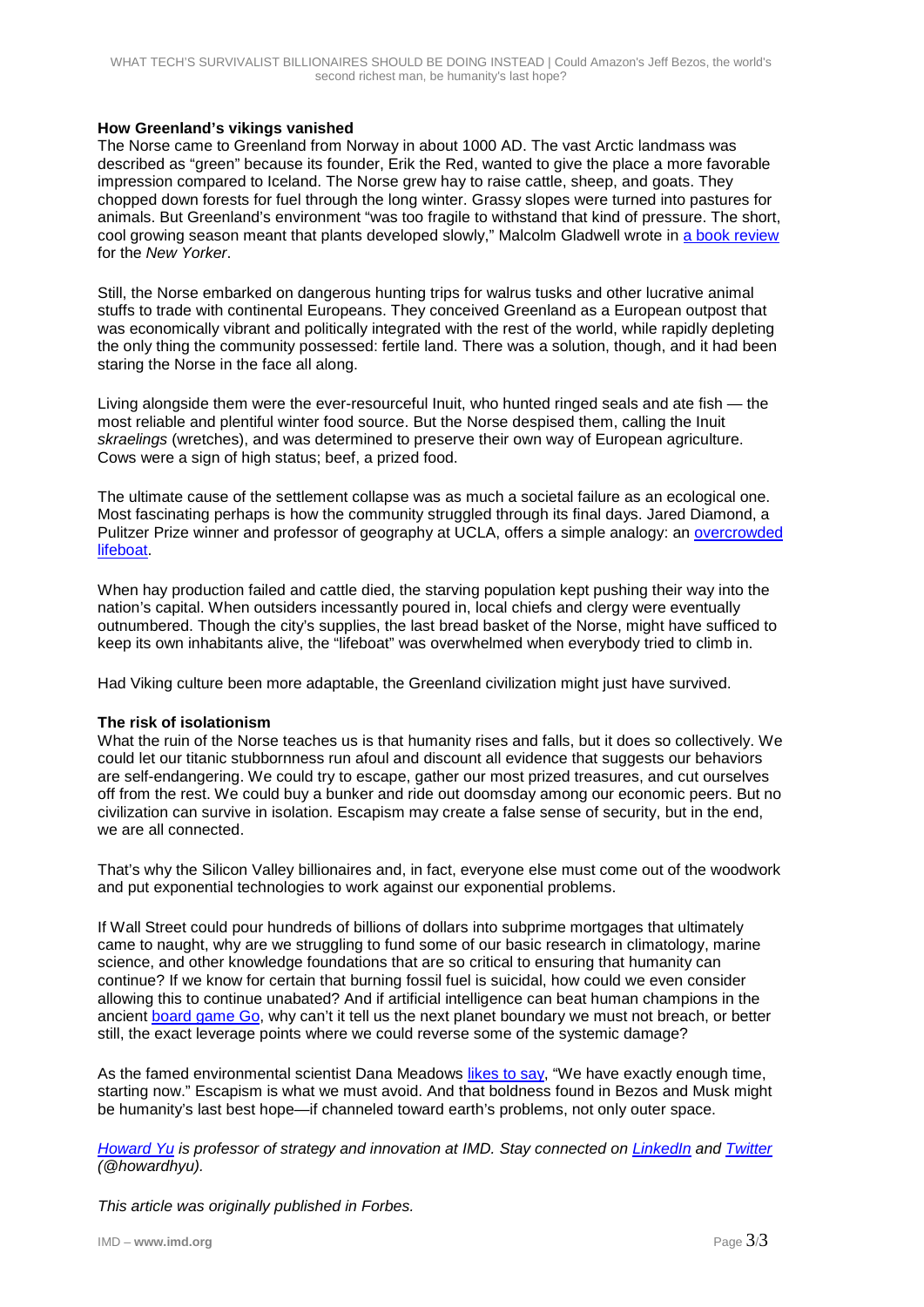### How Greenland's vikings vanished

The Norse came to Greenland from Norway in about 1000 AD. The vast Arctic landmass was described as "green" because its founder, Erik the Red, wanted to give the place a more favorable impression compared to Iceland. The Norse grew hay to raise cattle, sheep, and goats. They chopped down forests for fuel through the long winter. Grassy slopes were turned into pastures for animals. But Greenland's environment "was too fragile to withstand that kind of pressure. The short, cool growing season meant that plants developed slowly," Malcolm Gladwell wrote in [a book review](#) for the *New Yorker*.

Still, the Norse embarked on dangerous hunting trips for walrus tusks and other lucrative animal stuffs to trade with continental Europeans. They conceived Greenland as a European outpost that was economically vibrant and politically integrated with the rest of the world, while rapidly depleting the only thing the community possessed: fertile land. There was a solution, though, and it had been staring the Norse in the face all along.

Living alongside them were the ever-resourceful Inuit, who hunted ringed seals and ate fish — the most reliable and plentiful winter food source. But the Norse despised them, calling the Inuit *skraelings* (wretches), and was determined to preserve their own way of European agriculture. Cows were a sign of high status; beef, a prized food.

The ultimate cause of the settlement collapse was as much a societal failure as an ecological one. Most fascinating perhaps is how the community struggled through its final days. Jared Diamond, a Pulitzer Prize winner and professor of geography at UCLA, offers a simple analogy: an [overcrowded lifeboat](#).

When hay production failed and cattle died, the starving population kept pushing their way into the nation's capital. When outsiders incessantly poured in, local chiefs and clergy were eventually outnumbered. Though the city's supplies, the last bread basket of the Norse, might have sufficed to keep its own inhabitants alive, the "lifeboat" was overwhelmed when everybody tried to climb in.

Had Viking culture been more adaptable, the Greenland civilization might just have survived.

### The risk of isolationism

What the ruin of the Norse teaches us is that humanity rises and falls, but it does so collectively. We could let our titanic stubbornness run afoul and discount all evidence that suggests our behaviors are self-endangering. We could try to escape, gather our most prized treasures, and cut ourselves off from the rest. We could buy a bunker and ride out doomsday among our economic peers. But no civilization can survive in isolation. Escapism may create a false sense of security, but in the end, we are all connected.

That's why the Silicon Valley billionaires and, in fact, everyone else must come out of the woodwork and put exponential technologies to work against our exponential problems.

If Wall Street could pour hundreds of billions of dollars into subprime mortgages that ultimately came to naught, why are we struggling to fund some of our basic research in climatology, marine science, and other knowledge foundations that are so critical to ensuring that humanity can continue? If we know for certain that burning fossil fuel is suicidal, how could we even consider allowing this to continue unabated? And if artificial intelligence can beat human champions in the ancient [board game Go](#), why can't it tell us the next planet boundary we must not breach, or better still, the exact leverage points where we could reverse some of the systemic damage?

As the famed environmental scientist Dana Meadows [likes to say](#), "We have exactly enough time, starting now." Escapism is what we must avoid. And that boldness found in Bezos and Musk might be humanity's last best hope—if channeled toward earth's problems, not only outer space.

*[Howard Yu](#) is professor of strategy and innovation at IMD. Stay connected on [LinkedIn](#) and [Twitter](#) (@howardhyu).*

*This article was originally published in Forbes.*